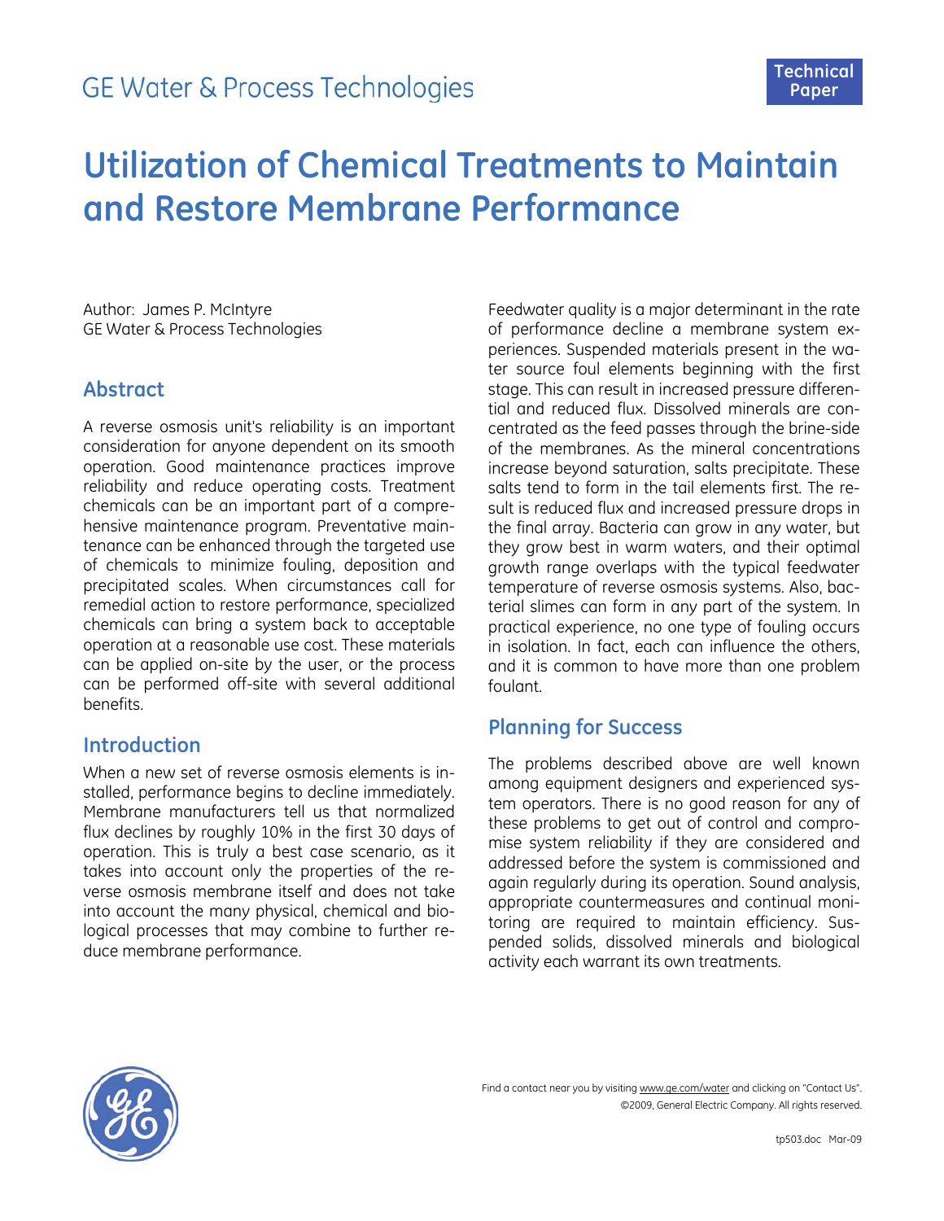GE Water & Process Technologies

Technical Paper

# Utilization of Chemical Treatments to Maintain and Restore Membrane Performance

Author: James P. McIntyre
GE Water & Process Technologies

## Abstract

A reverse osmosis unit's reliability is an important consideration for anyone dependent on its smooth operation. Good maintenance practices improve reliability and reduce operating costs. Treatment chemicals can be an important part of a comprehensive maintenance program. Preventative maintenance can be enhanced through the targeted use of chemicals to minimize fouling, deposition and precipitated scales. When circumstances call for remedial action to restore performance, specialized chemicals can bring a system back to acceptable operation at a reasonable use cost. These materials can be applied on-site by the user, or the process can be performed off-site with several additional benefits.

## Introduction

When a new set of reverse osmosis elements is installed, performance begins to decline immediately. Membrane manufacturers tell us that normalized flux declines by roughly 10% in the first 30 days of operation. This is truly a best case scenario, as it takes into account only the properties of the reverse osmosis membrane itself and does not take into account the many physical, chemical and biological processes that may combine to further reduce membrane performance.

Feedwater quality is a major determinant in the rate of performance decline a membrane system experiences. Suspended materials present in the water source foul elements beginning with the first stage. This can result in increased pressure differential and reduced flux. Dissolved minerals are concentrated as the feed passes through the brine-side of the membranes. As the mineral concentrations increase beyond saturation, salts precipitate. These salts tend to form in the tail elements first. The result is reduced flux and increased pressure drops in the final array. Bacteria can grow in any water, but they grow best in warm waters, and their optimal growth range overlaps with the typical feedwater temperature of reverse osmosis systems. Also, bacterial slimes can form in any part of the system. In practical experience, no one type of fouling occurs in isolation. In fact, each can influence the others, and it is common to have more than one problem foulant.

## Planning for Success

The problems described above are well known among equipment designers and experienced system operators. There is no good reason for any of these problems to get out of control and compromise system reliability if they are considered and addressed before the system is commissioned and again regularly during its operation. Sound analysis, appropriate countermeasures and continual monitoring are required to maintain efficiency. Suspended solids, dissolved minerals and biological activity each warrant its own treatments.

Find a contact near you by visiting www.ge.com/water and clicking on "Contact Us".
©2009, General Electric Company. All rights reserved.

tp503.doc Mar-09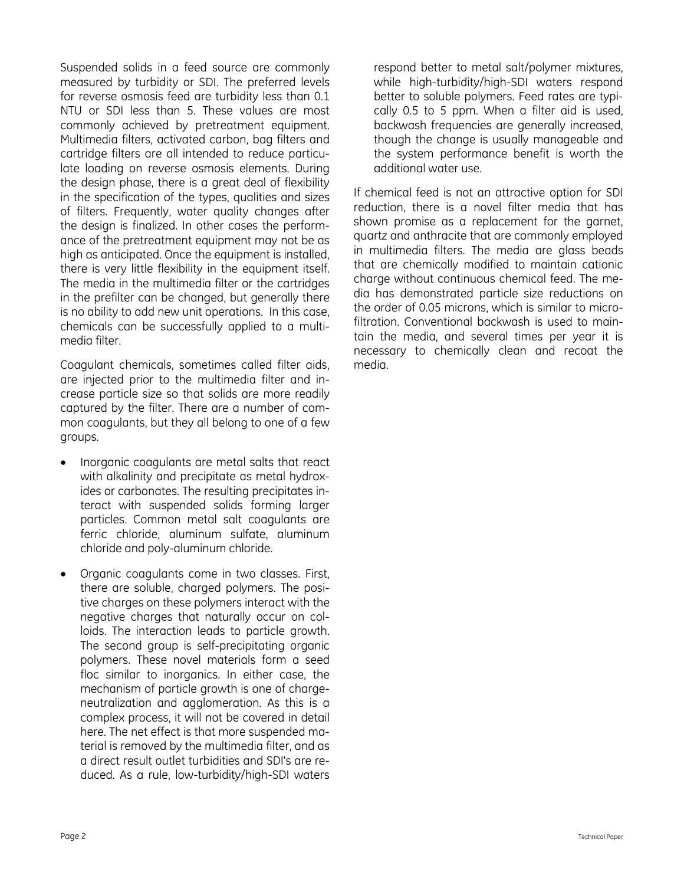Suspended solids in a feed source are commonly measured by turbidity or SDI. The preferred levels for reverse osmosis feed are turbidity less than 0.1 NTU or SDI less than 5. These values are most commonly achieved by pretreatment equipment. Multimedia filters, activated carbon, bag filters and cartridge filters are all intended to reduce particulate loading on reverse osmosis elements. During the design phase, there is a great deal of flexibility in the specification of the types, qualities and sizes of filters. Frequently, water quality changes after the design is finalized. In other cases the performance of the pretreatment equipment may not be as high as anticipated. Once the equipment is installed, there is very little flexibility in the equipment itself. The media in the multimedia filter or the cartridges in the prefilter can be changed, but generally there is no ability to add new unit operations. In this case, chemicals can be successfully applied to a multimedia filter.

Coagulant chemicals, sometimes called filter aids, are injected prior to the multimedia filter and increase particle size so that solids are more readily captured by the filter. There are a number of common coagulants, but they all belong to one of a few groups.

- Inorganic coagulants are metal salts that react with alkalinity and precipitate as metal hydroxides or carbonates. The resulting precipitates interact with suspended solids forming larger particles. Common metal salt coagulants are ferric chloride, aluminum sulfate, aluminum chloride and poly-aluminum chloride.
- Organic coagulants come in two classes. First, there are soluble, charged polymers. The positive charges on these polymers interact with the negative charges that naturally occur on colloids. The interaction leads to particle growth. The second group is self-precipitating organic polymers. These novel materials form a seed floc similar to inorganics. In either case, the mechanism of particle growth is one of charge-neutralization and agglomeration. As this is a complex process, it will not be covered in detail here. The net effect is that more suspended material is removed by the multimedia filter, and as a direct result outlet turbidities and SDI's are reduced. As a rule, low-turbidity/high-SDI waters respond better to metal salt/polymer mixtures, while high-turbidity/high-SDI waters respond better to soluble polymers. Feed rates are typically 0.5 to 5 ppm. When a filter aid is used, backwash frequencies are generally increased, though the change is usually manageable and the system performance benefit is worth the additional water use.

If chemical feed is not an attractive option for SDI reduction, there is a novel filter media that has shown promise as a replacement for the garnet, quartz and anthracite that are commonly employed in multimedia filters. The media are glass beads that are chemically modified to maintain cationic charge without continuous chemical feed. The media has demonstrated particle size reductions on the order of 0.05 microns, which is similar to microfiltration. Conventional backwash is used to maintain the media, and several times per year it is necessary to chemically clean and recoat the media.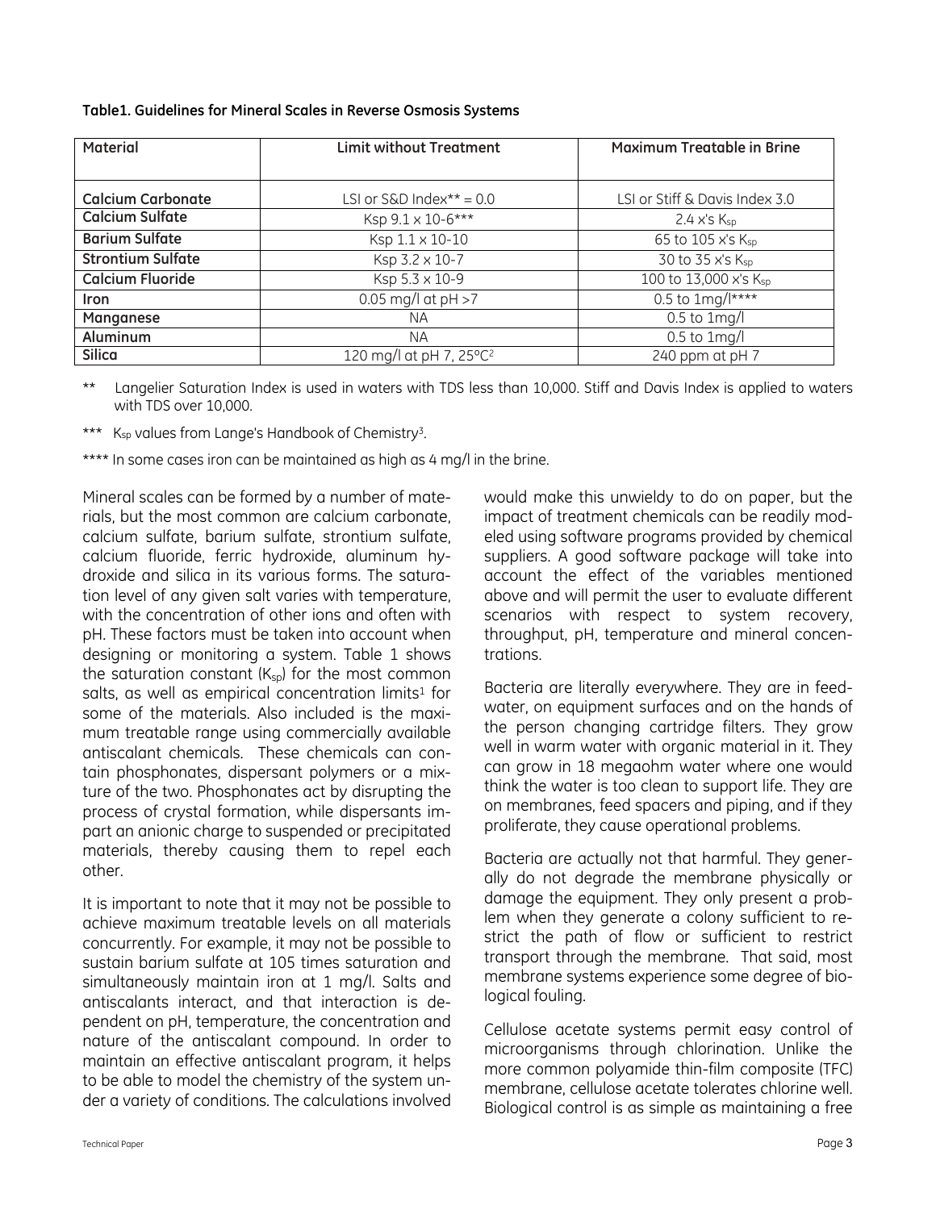**Table1. Guidelines for Mineral Scales in Reverse Osmosis Systems**

| Material | Limit without Treatment | Maximum Treatable in Brine |
|---|---|---|
| **Calcium Carbonate** | LSI or S&D Index** = 0.0 | LSI or Stiff & Davis Index 3.0 |
| **Calcium Sulfate** | Ksp 9.1 x 10-6*** | 2.4 x's $K_{sp}$ |
| **Barium Sulfate** | Ksp 1.1 x 10-10 | 65 to 105 x's $K_{sp}$ |
| **Strontium Sulfate** | Ksp 3.2 x 10-7 | 30 to 35 x's $K_{sp}$ |
| **Calcium Fluoride** | Ksp 5.3 x 10-9 | 100 to 13,000 x's $K_{sp}$ |
| **Iron** | 0.05 mg/l at pH >7 | 0.5 to 1mg/l**** |
| **Manganese** | NA | 0.5 to 1mg/l |
| **Aluminum** | NA | 0.5 to 1mg/l |
| **Silica** | 120 mg/l at pH 7, 25°C[2] | 240 ppm at pH 7 |

** Langelier Saturation Index is used in waters with TDS less than 10,000. Stiff and Davis Index is applied to waters with TDS over 10,000.

*** $K_{sp}$ values from Lange's Handbook of Chemistry[3].

**** In some cases iron can be maintained as high as 4 mg/l in the brine.

Mineral scales can be formed by a number of materials, but the most common are calcium carbonate, calcium sulfate, barium sulfate, strontium sulfate, calcium fluoride, ferric hydroxide, aluminum hydroxide and silica in its various forms. The saturation level of any given salt varies with temperature, with the concentration of other ions and often with pH. These factors must be taken into account when designing or monitoring a system. Table 1 shows the saturation constant ($K_{sp}$) for the most common salts, as well as empirical concentration limits[1] for some of the materials. Also included is the maximum treatable range using commercially available antiscalant chemicals. These chemicals can contain phosphonates, dispersant polymers or a mixture of the two. Phosphonates act by disrupting the process of crystal formation, while dispersants impart an anionic charge to suspended or precipitated materials, thereby causing them to repel each other.

It is important to note that it may not be possible to achieve maximum treatable levels on all materials concurrently. For example, it may not be possible to sustain barium sulfate at 105 times saturation and simultaneously maintain iron at 1 mg/l. Salts and antiscalants interact, and that interaction is dependent on pH, temperature, the concentration and nature of the antiscalant compound. In order to maintain an effective antiscalant program, it helps to be able to model the chemistry of the system under a variety of conditions. The calculations involved would make this unwieldy to do on paper, but the impact of treatment chemicals can be readily modeled using software programs provided by chemical suppliers. A good software package will take into account the effect of the variables mentioned above and will permit the user to evaluate different scenarios with respect to system recovery, throughput, pH, temperature and mineral concentrations.

Bacteria are literally everywhere. They are in feedwater, on equipment surfaces and on the hands of the person changing cartridge filters. They grow well in warm water with organic material in it. They can grow in 18 megaohm water where one would think the water is too clean to support life. They are on membranes, feed spacers and piping, and if they proliferate, they cause operational problems.

Bacteria are actually not that harmful. They generally do not degrade the membrane physically or damage the equipment. They only present a problem when they generate a colony sufficient to restrict the path of flow or sufficient to restrict transport through the membrane. That said, most membrane systems experience some degree of biological fouling.

Cellulose acetate systems permit easy control of microorganisms through chlorination. Unlike the more common polyamide thin-film composite (TFC) membrane, cellulose acetate tolerates chlorine well. Biological control is as simple as maintaining a free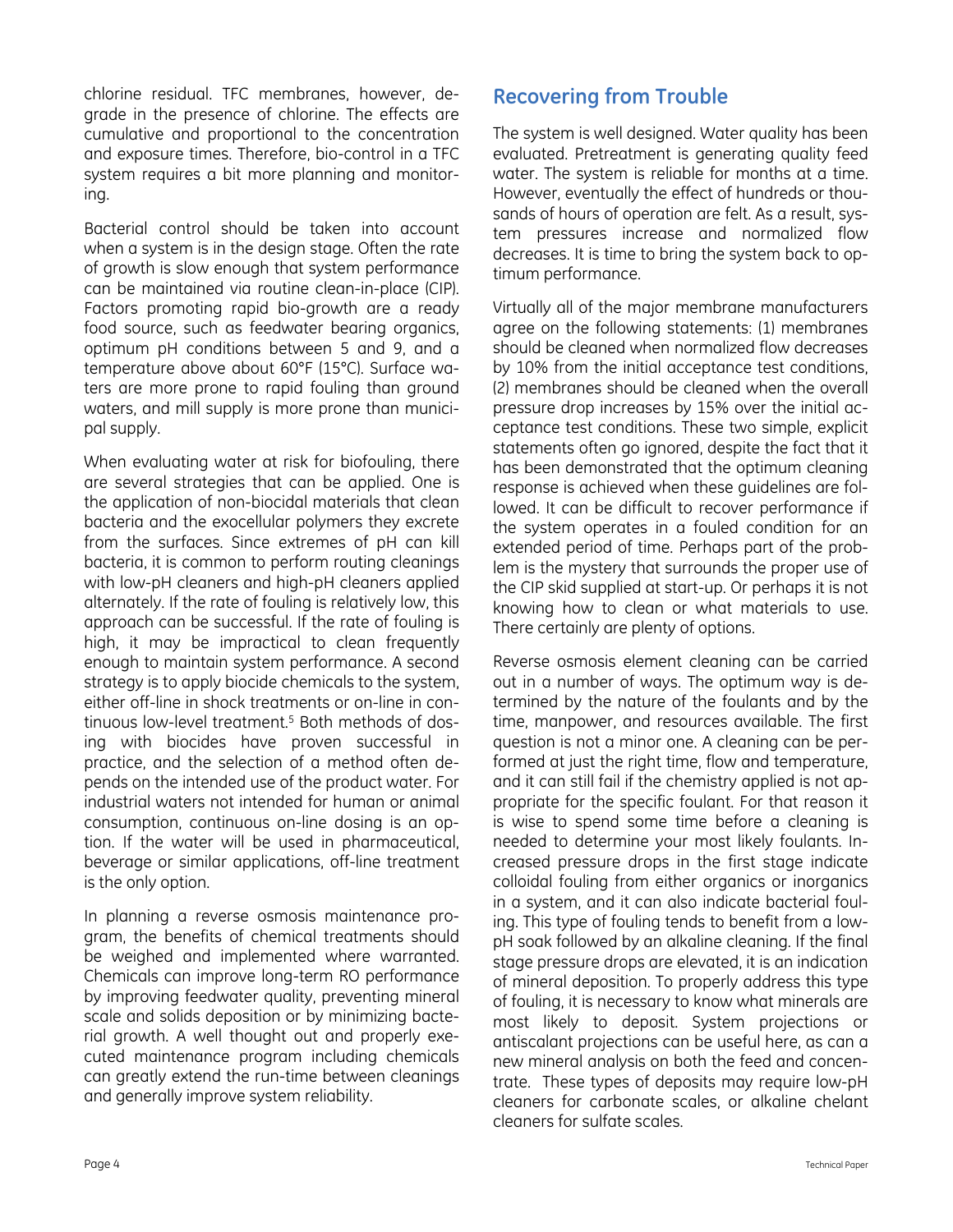chlorine residual. TFC membranes, however, degrade in the presence of chlorine. The effects are cumulative and proportional to the concentration and exposure times. Therefore, bio-control in a TFC system requires a bit more planning and monitoring.

Bacterial control should be taken into account when a system is in the design stage. Often the rate of growth is slow enough that system performance can be maintained via routine clean-in-place (CIP). Factors promoting rapid bio-growth are a ready food source, such as feedwater bearing organics, optimum pH conditions between 5 and 9, and a temperature above about 60°F (15°C). Surface waters are more prone to rapid fouling than ground waters, and mill supply is more prone than municipal supply.

When evaluating water at risk for biofouling, there are several strategies that can be applied. One is the application of non-biocidal materials that clean bacteria and the exocellular polymers they excrete from the surfaces. Since extremes of pH can kill bacteria, it is common to perform routing cleanings with low-pH cleaners and high-pH cleaners applied alternately. If the rate of fouling is relatively low, this approach can be successful. If the rate of fouling is high, it may be impractical to clean frequently enough to maintain system performance. A second strategy is to apply biocide chemicals to the system, either off-line in shock treatments or on-line in continuous low-level treatment.[5] Both methods of dosing with biocides have proven successful in practice, and the selection of a method often depends on the intended use of the product water. For industrial waters not intended for human or animal consumption, continuous on-line dosing is an option. If the water will be used in pharmaceutical, beverage or similar applications, off-line treatment is the only option.

In planning a reverse osmosis maintenance program, the benefits of chemical treatments should be weighed and implemented where warranted. Chemicals can improve long-term RO performance by improving feedwater quality, preventing mineral scale and solids deposition or by minimizing bacterial growth. A well thought out and properly executed maintenance program including chemicals can greatly extend the run-time between cleanings and generally improve system reliability.

## Recovering from Trouble

The system is well designed. Water quality has been evaluated. Pretreatment is generating quality feed water. The system is reliable for months at a time. However, eventually the effect of hundreds or thousands of hours of operation are felt. As a result, system pressures increase and normalized flow decreases. It is time to bring the system back to optimum performance.

Virtually all of the major membrane manufacturers agree on the following statements: (1) membranes should be cleaned when normalized flow decreases by 10% from the initial acceptance test conditions, (2) membranes should be cleaned when the overall pressure drop increases by 15% over the initial acceptance test conditions. These two simple, explicit statements often go ignored, despite the fact that it has been demonstrated that the optimum cleaning response is achieved when these guidelines are followed. It can be difficult to recover performance if the system operates in a fouled condition for an extended period of time. Perhaps part of the problem is the mystery that surrounds the proper use of the CIP skid supplied at start-up. Or perhaps it is not knowing how to clean or what materials to use. There certainly are plenty of options.

Reverse osmosis element cleaning can be carried out in a number of ways. The optimum way is determined by the nature of the foulants and by the time, manpower, and resources available. The first question is not a minor one. A cleaning can be performed at just the right time, flow and temperature, and it can still fail if the chemistry applied is not appropriate for the specific foulant. For that reason it is wise to spend some time before a cleaning is needed to determine your most likely foulants. Increased pressure drops in the first stage indicate colloidal fouling from either organics or inorganics in a system, and it can also indicate bacterial fouling. This type of fouling tends to benefit from a low-pH soak followed by an alkaline cleaning. If the final stage pressure drops are elevated, it is an indication of mineral deposition. To properly address this type of fouling, it is necessary to know what minerals are most likely to deposit. System projections or antiscalant projections can be useful here, as can a new mineral analysis on both the feed and concentrate. These types of deposits may require low-pH cleaners for carbonate scales, or alkaline chelant cleaners for sulfate scales.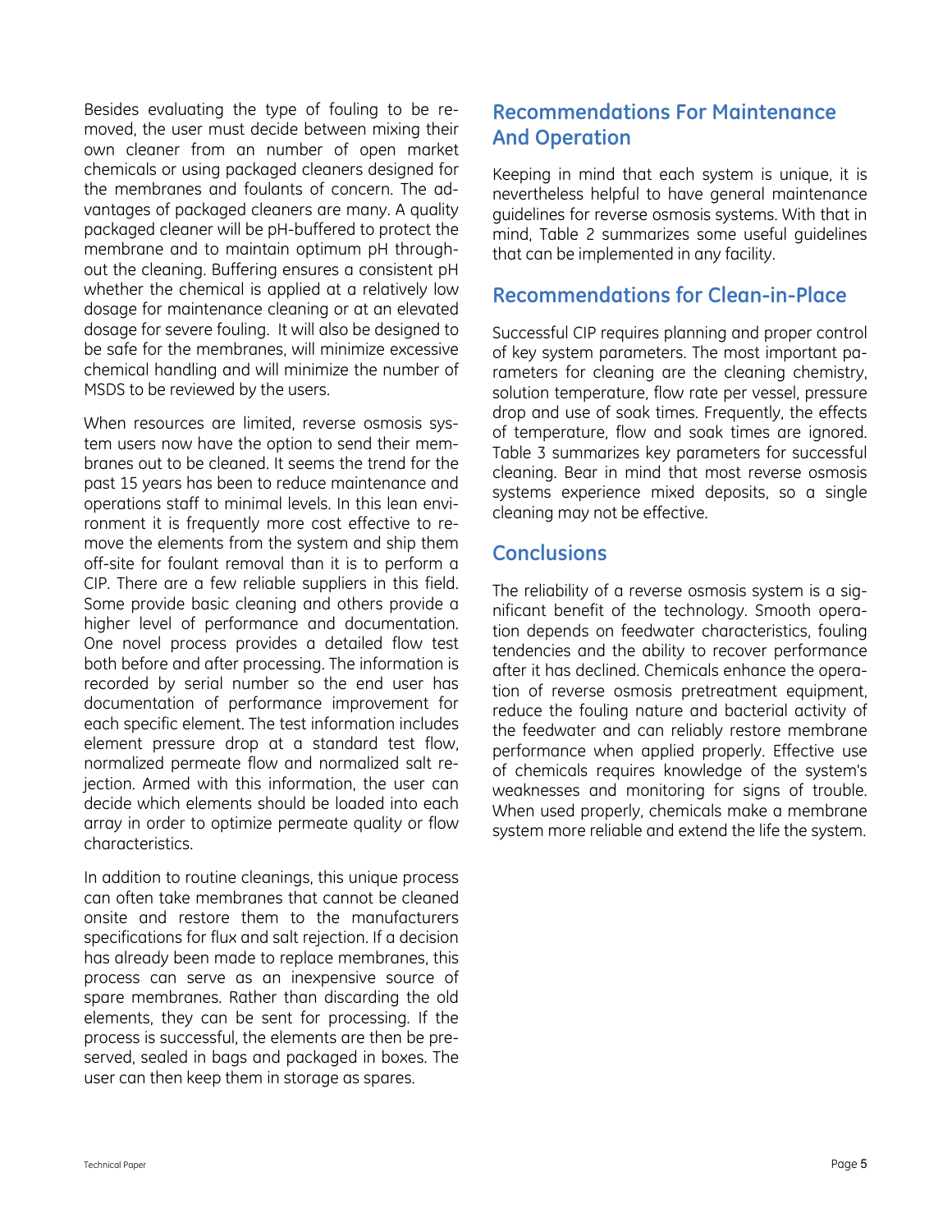Besides evaluating the type of fouling to be removed, the user must decide between mixing their own cleaner from an number of open market chemicals or using packaged cleaners designed for the membranes and foulants of concern. The advantages of packaged cleaners are many. A quality packaged cleaner will be pH-buffered to protect the membrane and to maintain optimum pH throughout the cleaning. Buffering ensures a consistent pH whether the chemical is applied at a relatively low dosage for maintenance cleaning or at an elevated dosage for severe fouling. It will also be designed to be safe for the membranes, will minimize excessive chemical handling and will minimize the number of MSDS to be reviewed by the users.

When resources are limited, reverse osmosis system users now have the option to send their membranes out to be cleaned. It seems the trend for the past 15 years has been to reduce maintenance and operations staff to minimal levels. In this lean environment it is frequently more cost effective to remove the elements from the system and ship them off-site for foulant removal than it is to perform a CIP. There are a few reliable suppliers in this field. Some provide basic cleaning and others provide a higher level of performance and documentation. One novel process provides a detailed flow test both before and after processing. The information is recorded by serial number so the end user has documentation of performance improvement for each specific element. The test information includes element pressure drop at a standard test flow, normalized permeate flow and normalized salt rejection. Armed with this information, the user can decide which elements should be loaded into each array in order to optimize permeate quality or flow characteristics.

In addition to routine cleanings, this unique process can often take membranes that cannot be cleaned onsite and restore them to the manufacturers specifications for flux and salt rejection. If a decision has already been made to replace membranes, this process can serve as an inexpensive source of spare membranes. Rather than discarding the old elements, they can be sent for processing. If the process is successful, the elements are then be preserved, sealed in bags and packaged in boxes. The user can then keep them in storage as spares.

## Recommendations For Maintenance And Operation

Keeping in mind that each system is unique, it is nevertheless helpful to have general maintenance guidelines for reverse osmosis systems. With that in mind, Table 2 summarizes some useful guidelines that can be implemented in any facility.

## Recommendations for Clean-in-Place

Successful CIP requires planning and proper control of key system parameters. The most important parameters for cleaning are the cleaning chemistry, solution temperature, flow rate per vessel, pressure drop and use of soak times. Frequently, the effects of temperature, flow and soak times are ignored. Table 3 summarizes key parameters for successful cleaning. Bear in mind that most reverse osmosis systems experience mixed deposits, so a single cleaning may not be effective.

## Conclusions

The reliability of a reverse osmosis system is a significant benefit of the technology. Smooth operation depends on feedwater characteristics, fouling tendencies and the ability to recover performance after it has declined. Chemicals enhance the operation of reverse osmosis pretreatment equipment, reduce the fouling nature and bacterial activity of the feedwater and can reliably restore membrane performance when applied properly. Effective use of chemicals requires knowledge of the system's weaknesses and monitoring for signs of trouble. When used properly, chemicals make a membrane system more reliable and extend the life the system.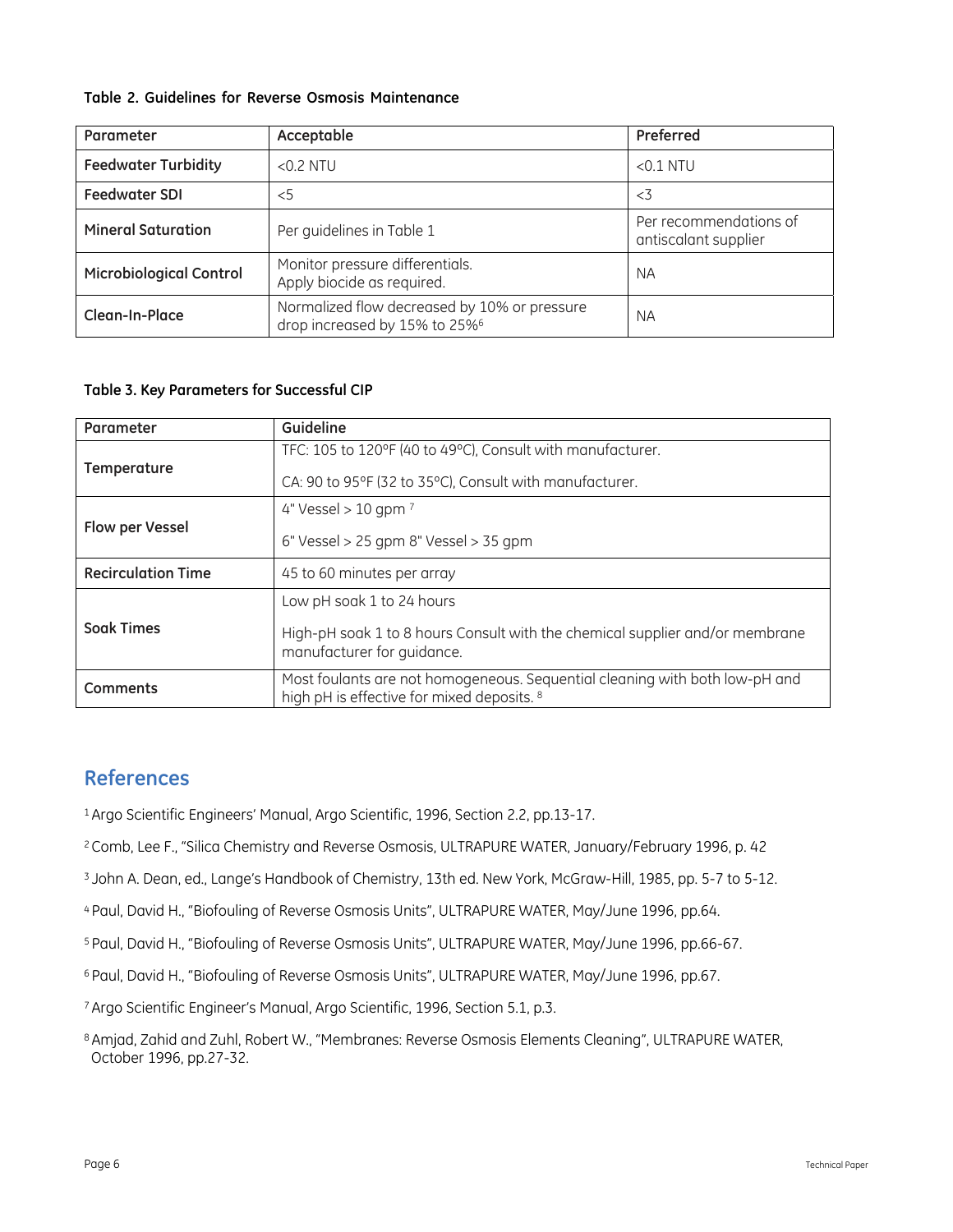**Table 2. Guidelines for Reverse Osmosis Maintenance**

| Parameter | Acceptable | Preferred |
|---|---|---|
| **Feedwater Turbidity** | <0.2 NTU | <0.1 NTU |
| **Feedwater SDI** | <5 | <3 |
| **Mineral Saturation** | Per guidelines in Table 1 | Per recommendations of antiscalant supplier |
| **Microbiological Control** | Monitor pressure differentials. Apply biocide as required. | NA |
| **Clean-In-Place** | Normalized flow decreased by 10% or pressure drop increased by 15% to 25%[6] | NA |

**Table 3. Key Parameters for Successful CIP**

| Parameter | Guideline |
|---|---|
| **Temperature** | TFC: 105 to 120°F (40 to 49°C), Consult with manufacturer. CA: 90 to 95°F (32 to 35°C), Consult with manufacturer. |
| **Flow per Vessel** | 4" Vessel > 10 gpm [7] 6" Vessel > 25 gpm 8" Vessel > 35 gpm |
| **Recirculation Time** | 45 to 60 minutes per array |
| **Soak Times** | Low pH soak 1 to 24 hours High-pH soak 1 to 8 hours Consult with the chemical supplier and/or membrane manufacturer for guidance. |
| **Comments** | Most foulants are not homogeneous. Sequential cleaning with both low-pH and high pH is effective for mixed deposits. [8] |

## References

[1] Argo Scientific Engineers' Manual, Argo Scientific, 1996, Section 2.2, pp.13-17.

[2] Comb, Lee F., "Silica Chemistry and Reverse Osmosis, ULTRAPURE WATER, January/February 1996, p. 42

[3] John A. Dean, ed., Lange's Handbook of Chemistry, 13th ed. New York, McGraw-Hill, 1985, pp. 5-7 to 5-12.

[4] Paul, David H., "Biofouling of Reverse Osmosis Units", ULTRAPURE WATER, May/June 1996, pp.64.

[5] Paul, David H., "Biofouling of Reverse Osmosis Units", ULTRAPURE WATER, May/June 1996, pp.66-67.

[6] Paul, David H., "Biofouling of Reverse Osmosis Units", ULTRAPURE WATER, May/June 1996, pp.67.

[7] Argo Scientific Engineer's Manual, Argo Scientific, 1996, Section 5.1, p.3.

[8] Amjad, Zahid and Zuhl, Robert W., "Membranes: Reverse Osmosis Elements Cleaning", ULTRAPURE WATER, October 1996, pp.27-32.